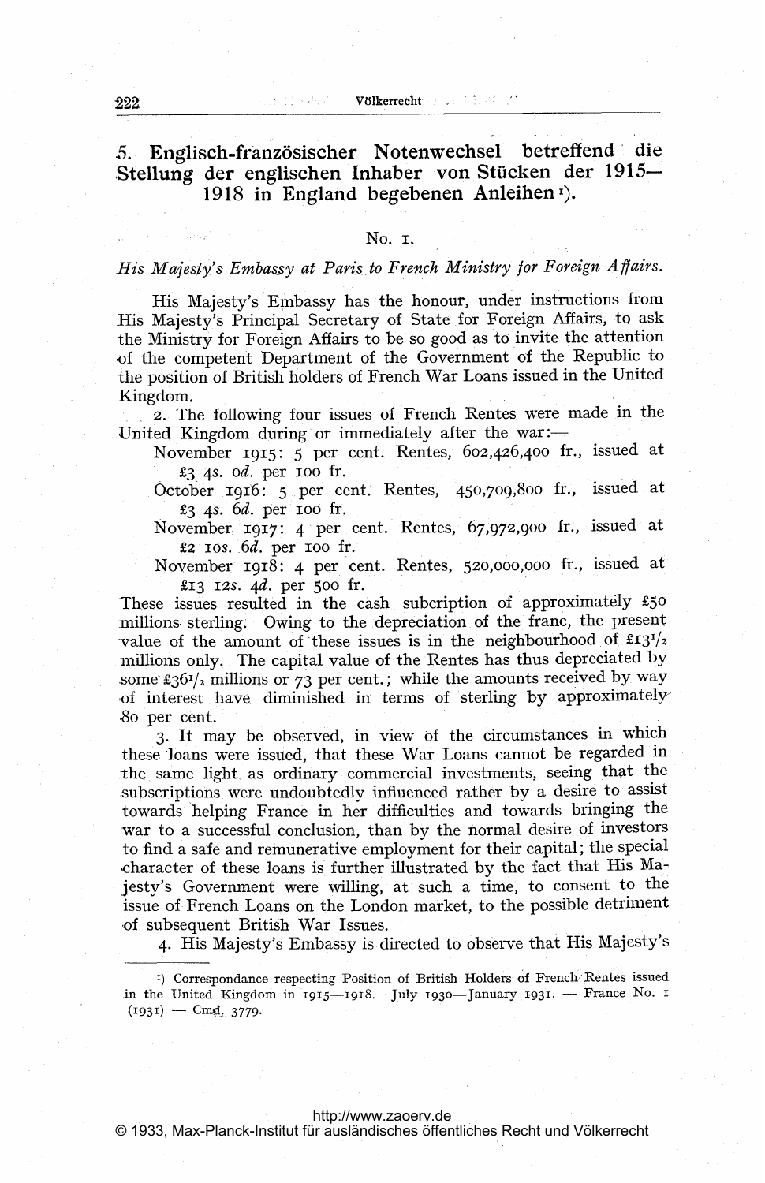## 5. Englisch-französischer Notenwechsel betreffend die Stellung der englischen Inhaber von Stücken der 1915—1918 in England begebenen Anleihen[1].

No. 1.

*His Majesty's Embassy at Paris to French Ministry for Foreign Affairs.*

His Majesty's Embassy has the honour, under instructions from His Majesty's Principal Secretary of State for Foreign Affairs, to ask the Ministry for Foreign Affairs to be so good as to invite the attention of the competent Department of the Government of the Republic to the position of British holders of French War Loans issued in the United Kingdom.

2. The following four issues of French Rentes were made in the United Kingdom during or immediately after the war:—

- November 1915: 5 per cent. Rentes, 602,426,400 fr., issued at £3 4*s*. 0*d*. per 100 fr.
- October 1916: 5 per cent. Rentes, 450,709,800 fr., issued at £3 4*s*. 6*d*. per 100 fr.
- November 1917: 4 per cent. Rentes, 67,972,900 fr., issued at £2 10*s*. 6*d*. per 100 fr.
- November 1918: 4 per cent. Rentes, 520,000,000 fr., issued at £13 12*s*. 4*d*. per 500 fr.

These issues resulted in the cash subcription of approximately £50 millions sterling. Owing to the depreciation of the franc, the present value of the amount of these issues is in the neighbourhood of £13½ millions only. The capital value of the Rentes has thus depreciated by some £36½ millions or 73 per cent.; while the amounts received by way of interest have diminished in terms of sterling by approximately 80 per cent.

3. It may be observed, in view of the circumstances in which these loans were issued, that these War Loans cannot be regarded in the same light as ordinary commercial investments, seeing that the subscriptions were undoubtedly influenced rather by a desire to assist towards helping France in her difficulties and towards bringing the war to a successful conclusion, than by the normal desire of investors to find a safe and remunerative employment for their capital; the special character of these loans is further illustrated by the fact that His Majesty's Government were willing, at such a time, to consent to the issue of French Loans on the London market, to the possible detriment of subsequent British War Issues.

4. His Majesty's Embassy is directed to observe that His Majesty's

---

[1] Correspondance respecting Position of British Holders of French Rentes issued in the United Kingdom in 1915—1918. July 1930—January 1931. — France No. 1 (1931) — Cmd. 3779.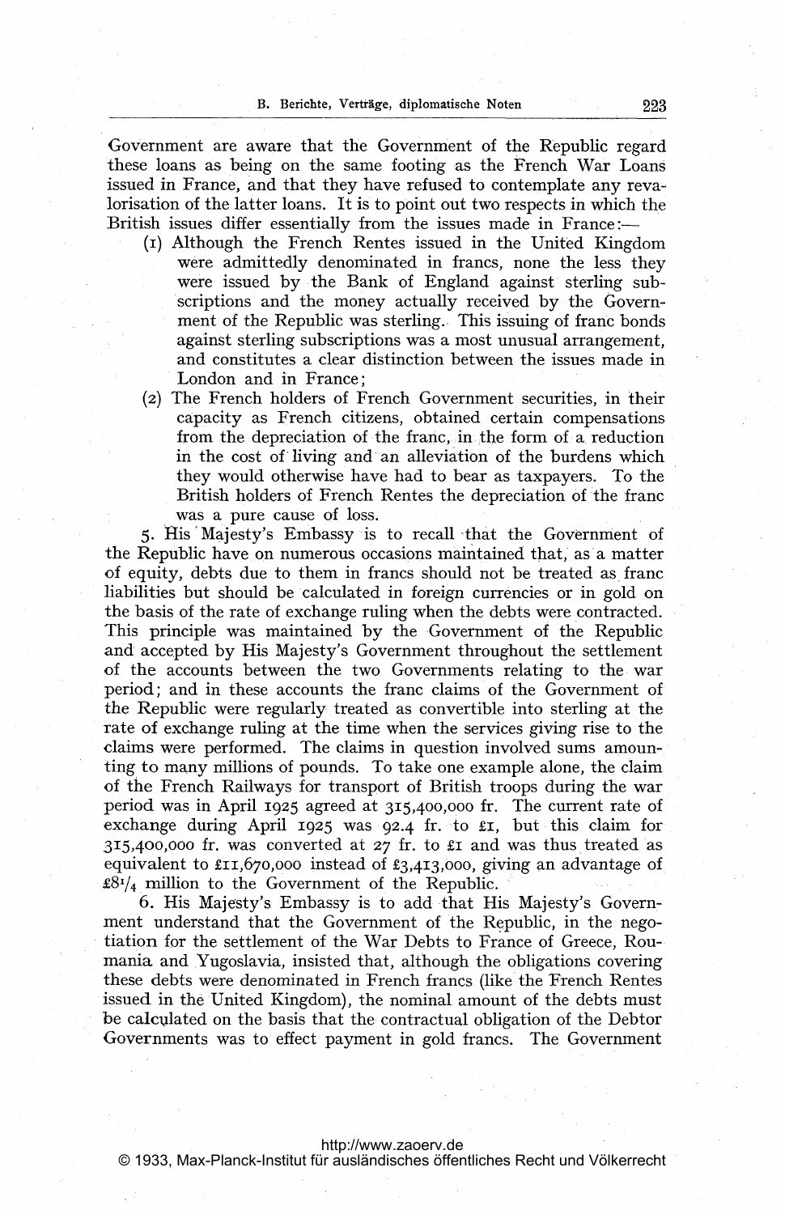Government are aware that the Government of the Republic regard these loans as being on the same footing as the French War Loans issued in France, and that they have refused to contemplate any revalorisation of the latter loans. It is to point out two respects in which the British issues differ essentially from the issues made in France:—

(1) Although the French Rentes issued in the United Kingdom were admittedly denominated in francs, none the less they were issued by the Bank of England against sterling subscriptions and the money actually received by the Government of the Republic was sterling. This issuing of franc bonds against sterling subscriptions was a most unusual arrangement, and constitutes a clear distinction between the issues made in London and in France;

(2) The French holders of French Government securities, in their capacity as French citizens, obtained certain compensations from the depreciation of the franc, in the form of a reduction in the cost of living and an alleviation of the burdens which they would otherwise have had to bear as taxpayers. To the British holders of French Rentes the depreciation of the franc was a pure cause of loss.

5. His Majesty's Embassy is to recall that the Government of the Republic have on numerous occasions maintained that, as a matter of equity, debts due to them in francs should not be treated as franc liabilities but should be calculated in foreign currencies or in gold on the basis of the rate of exchange ruling when the debts were contracted. This principle was maintained by the Government of the Republic and accepted by His Majesty's Government throughout the settlement of the accounts between the two Governments relating to the war period; and in these accounts the franc claims of the Government of the Republic were regularly treated as convertible into sterling at the rate of exchange ruling at the time when the services giving rise to the claims were performed. The claims in question involved sums amounting to many millions of pounds. To take one example alone, the claim of the French Railways for transport of British troops during the war period was in April 1925 agreed at 315,400,000 fr. The current rate of exchange during April 1925 was 92.4 fr. to £1, but this claim for 315,400,000 fr. was converted at 27 fr. to £1 and was thus treated as equivalent to £11,670,000 instead of £3,413,000, giving an advantage of £8¼ million to the Government of the Republic.

6. His Majesty's Embassy is to add that His Majesty's Government understand that the Government of the Republic, in the negotiation for the settlement of the War Debts to France of Greece, Roumania and Yugoslavia, insisted that, although the obligations covering these debts were denominated in French francs (like the French Rentes issued in the United Kingdom), the nominal amount of the debts must be calculated on the basis that the contractual obligation of the Debtor Governments was to effect payment in gold francs. The Government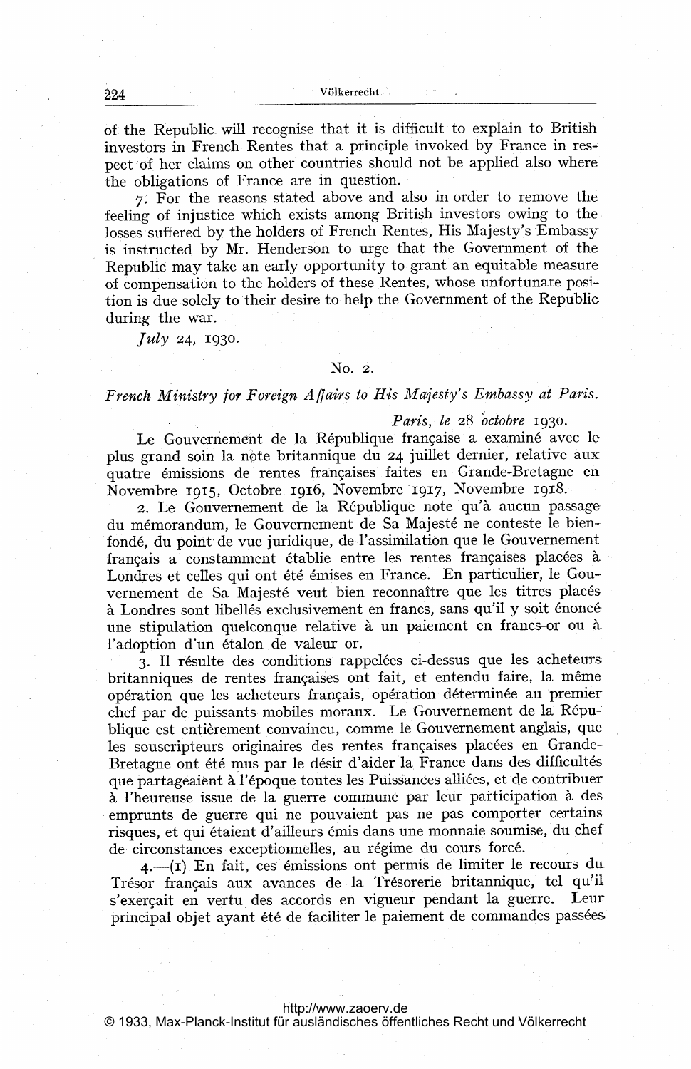of the Republic will recognise that it is difficult to explain to British investors in French Rentes that a principle invoked by France in respect of her claims on other countries should not be applied also where the obligations of France are in question.

7. For the reasons stated above and also in order to remove the feeling of injustice which exists among British investors owing to the losses suffered by the holders of French Rentes, His Majesty's Embassy is instructed by Mr. Henderson to urge that the Government of the Republic may take an early opportunity to grant an equitable measure of compensation to the holders of these Rentes, whose unfortunate position is due solely to their desire to help the Government of the Republic during the war.

*July* 24, 1930.

No. 2.

*French Ministry for Foreign Affairs to His Majesty's Embassy at Paris.*

*Paris, le* 28 *octobre* 1930.

Le Gouvernement de la République française a examiné avec le plus grand soin la note britannique du 24 juillet dernier, relative aux quatre émissions de rentes françaises faites en Grande-Bretagne en Novembre 1915, Octobre 1916, Novembre 1917, Novembre 1918.

2. Le Gouvernement de la République note qu'à aucun passage du mémorandum, le Gouvernement de Sa Majesté ne conteste le bien-fondé, du point de vue juridique, de l'assimilation que le Gouvernement français a constamment établie entre les rentes françaises placées à Londres et celles qui ont été émises en France. En particulier, le Gouvernement de Sa Majesté veut bien reconnaître que les titres placés à Londres sont libellés exclusivement en francs, sans qu'il y soit énoncé une stipulation quelconque relative à un paiement en francs-or ou à l'adoption d'un étalon de valeur or.

3. Il résulte des conditions rappelées ci-dessus que les acheteurs britanniques de rentes françaises ont fait, et entendu faire, la même opération que les acheteurs français, opération déterminée au premier chef par de puissants mobiles moraux. Le Gouvernement de la République est entièrement convaincu, comme le Gouvernement anglais, que les souscripteurs originaires des rentes françaises placées en Grande-Bretagne ont été mus par le désir d'aider la France dans des difficultés que partageaient à l'époque toutes les Puissances alliées, et de contribuer à l'heureuse issue de la guerre commune par leur participation à des emprunts de guerre qui ne pouvaient pas ne pas comporter certains risques, et qui étaient d'ailleurs émis dans une monnaie soumise, du chef de circonstances exceptionnelles, au régime du cours forcé.

4.—(1) En fait, ces émissions ont permis de limiter le recours du Trésor français aux avances de la Trésorerie britannique, tel qu'il s'exerçait en vertu des accords en vigueur pendant la guerre. Leur principal objet ayant été de faciliter le paiement de commandes passées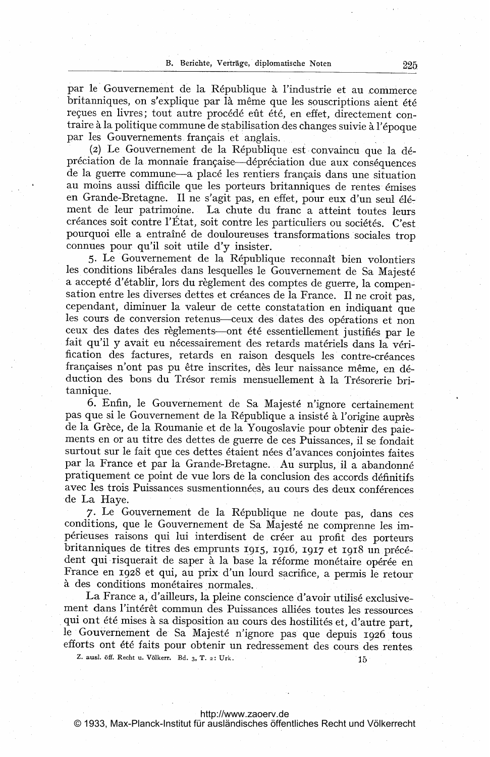par le Gouvernement de la République à l'industrie et au commerce britanniques, on s'explique par là même que les souscriptions aient été reçues en livres; tout autre procédé eût été, en effet, directement contraire à la politique commune de stabilisation des changes suivie à l'époque par les Gouvernements français et anglais.

(2) Le Gouvernement de la République est convaincu que la dépréciation de la monnaie française—dépréciation due aux conséquences de la guerre commune—a placé les rentiers français dans une situation au moins aussi difficile que les porteurs britanniques de rentes émises en Grande-Bretagne. Il ne s'agit pas, en effet, pour eux d'un seul élément de leur patrimoine. La chute du franc a atteint toutes leurs créances soit contre l'État, soit contre les particuliers ou sociétés. C'est pourquoi elle a entraîné de douloureuses transformations sociales trop connues pour qu'il soit utile d'y insister.

5. Le Gouvernement de la République reconnaît bien volontiers les conditions libérales dans lesquelles le Gouvernement de Sa Majesté a accepté d'établir, lors du règlement des comptes de guerre, la compensation entre les diverses dettes et créances de la France. Il ne croit pas, cependant, diminuer la valeur de cette constatation en indiquant que les cours de conversion retenus—ceux des dates des opérations et non ceux des dates des règlements—ont été essentiellement justifiés par le fait qu'il y avait eu nécessairement des retards matériels dans la vérification des factures, retards en raison desquels les contre-créances françaises n'ont pas pu être inscrites, dès leur naissance même, en déduction des bons du Trésor remis mensuellement à la Trésorerie britannique.

6. Enfin, le Gouvernement de Sa Majesté n'ignore certainement pas que si le Gouvernement de la République a insisté à l'origine auprès de la Grèce, de la Roumanie et de la Yougoslavie pour obtenir des paiements en or au titre des dettes de guerre de ces Puissances, il se fondait surtout sur le fait que ces dettes étaient nées d'avances conjointes faites par la France et par la Grande-Bretagne. Au surplus, il a abandonné pratiquement ce point de vue lors de la conclusion des accords définitifs avec les trois Puissances susmentionnées, au cours des deux conférences de La Haye.

7. Le Gouvernement de la République ne doute pas, dans ces conditions, que le Gouvernement de Sa Majesté ne comprenne les impérieuses raisons qui lui interdisent de créer au profit des porteurs britanniques de titres des emprunts 1915, 1916, 1917 et 1918 un précédent qui risquerait de saper à la base la réforme monétaire opérée en France en 1928 et qui, au prix d'un lourd sacrifice, a permis le retour à des conditions monétaires normales.

La France a, d'ailleurs, la pleine conscience d'avoir utilisé exclusivement dans l'intérêt commun des Puissances alliées toutes les ressources qui ont été mises à sa disposition au cours des hostilités et, d'autre part, le Gouvernement de Sa Majesté n'ignore pas que depuis 1926 tous efforts ont été faits pour obtenir un redressement des cours des rentes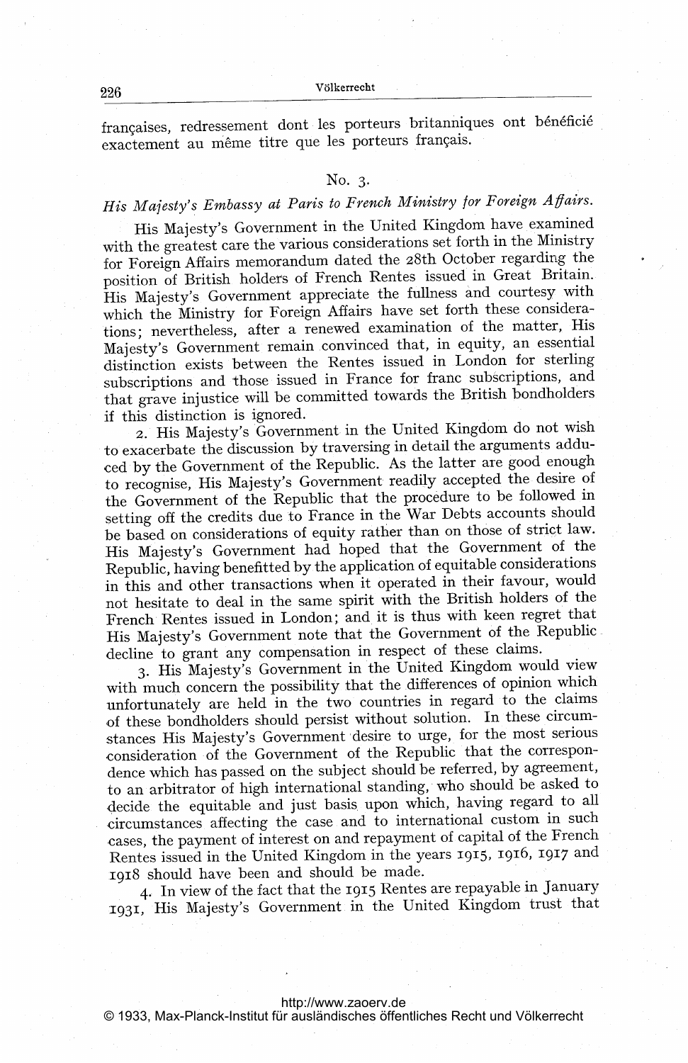françaises, redressement dont les porteurs britanniques ont bénéficié exactement au même titre que les porteurs français.

No. 3.

*His Majesty's Embassy at Paris to French Ministry for Foreign Affairs.*

His Majesty's Government in the United Kingdom have examined with the greatest care the various considerations set forth in the Ministry for Foreign Affairs memorandum dated the 28th October regarding the position of British holders of French Rentes issued in Great Britain. His Majesty's Government appreciate the fullness and courtesy with which the Ministry for Foreign Affairs have set forth these considerations; nevertheless, after a renewed examination of the matter, His Majesty's Government remain convinced that, in equity, an essential distinction exists between the Rentes issued in London for sterling subscriptions and those issued in France for franc subscriptions, and that grave injustice will be committed towards the British bondholders if this distinction is ignored.

2. His Majesty's Government in the United Kingdom do not wish to exacerbate the discussion by traversing in detail the arguments adduced by the Government of the Republic. As the latter are good enough to recognise, His Majesty's Government readily accepted the desire of the Government of the Republic that the procedure to be followed in setting off the credits due to France in the War Debts accounts should be based on considerations of equity rather than on those of strict law. His Majesty's Government had hoped that the Government of the Republic, having benefitted by the application of equitable considerations in this and other transactions when it operated in their favour, would not hesitate to deal in the same spirit with the British holders of the French Rentes issued in London; and it is thus with keen regret that His Majesty's Government note that the Government of the Republic decline to grant any compensation in respect of these claims.

3. His Majesty's Government in the United Kingdom would view with much concern the possibility that the differences of opinion which unfortunately are held in the two countries in regard to the claims of these bondholders should persist without solution. In these circumstances His Majesty's Government desire to urge, for the most serious consideration of the Government of the Republic that the correspondence which has passed on the subject should be referred, by agreement, to an arbitrator of high international standing, who should be asked to decide the equitable and just basis upon which, having regard to all circumstances affecting the case and to international custom in such cases, the payment of interest on and repayment of capital of the French Rentes issued in the United Kingdom in the years 1915, 1916, 1917 and 1918 should have been and should be made.

4. In view of the fact that the 1915 Rentes are repayable in January 1931, His Majesty's Government in the United Kingdom trust that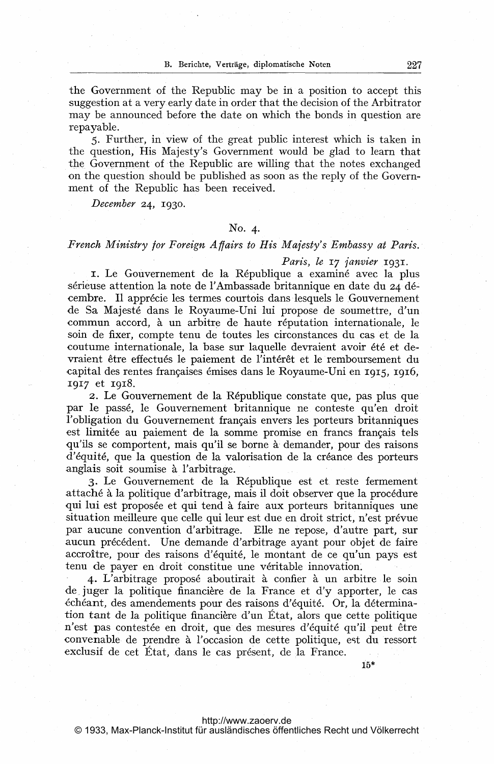the Government of the Republic may be in a position to accept this suggestion at a very early date in order that the decision of the Arbitrator may be announced before the date on which the bonds in question are repayable.

5. Further, in view of the great public interest which is taken in the question, His Majesty's Government would be glad to learn that the Government of the Republic are willing that the notes exchanged on the question should be published as soon as the reply of the Government of the Republic has been received.

*December* 24, 1930.

## No. 4.

*French Ministry for Foreign Affairs to His Majesty's Embassy at Paris.*

*Paris, le* 17 *janvier* 1931.

1. Le Gouvernement de la République a examiné avec la plus sérieuse attention la note de l'Ambassade britannique en date du 24 décembre. Il apprécie les termes courtois dans lesquels le Gouvernement de Sa Majesté dans le Royaume-Uni lui propose de soumettre, d'un commun accord, à un arbitre de haute réputation internationale, le soin de fixer, compte tenu de toutes les circonstances du cas et de la coutume internationale, la base sur laquelle devraient avoir été et devraient être effectués le paiement de l'intérêt et le remboursement du capital des rentes françaises émises dans le Royaume-Uni en 1915, 1916, 1917 et 1918.

2. Le Gouvernement de la République constate que, pas plus que par le passé, le Gouvernement britannique ne conteste qu'en droit l'obligation du Gouvernement français envers les porteurs britanniques est limitée au paiement de la somme promise en francs français tels qu'ils se comportent, mais qu'il se borne à demander, pour des raisons d'équité, que la question de la valorisation de la créance des porteurs anglais soit soumise à l'arbitrage.

3. Le Gouvernement de la République est et reste fermement attaché à la politique d'arbitrage, mais il doit observer que la procédure qui lui est proposée et qui tend à faire aux porteurs britanniques une situation meilleure que celle qui leur est due en droit strict, n'est prévue par aucune convention d'arbitrage. Elle ne repose, d'autre part, sur aucun précédent. Une demande d'arbitrage ayant pour objet de faire accroître, pour des raisons d'équité, le montant de ce qu'un pays est tenu de payer en droit constitue une véritable innovation.

4. L'arbitrage proposé aboutirait à confier à un arbitre le soin de juger la politique financière de la France et d'y apporter, le cas échéant, des amendements pour des raisons d'équité. Or, la détermination tant de la politique financière d'un État, alors que cette politique n'est pas contestée en droit, que des mesures d'équité qu'il peut être convenable de prendre à l'occasion de cette politique, est du ressort exclusif de cet État, dans le cas présent, de la France.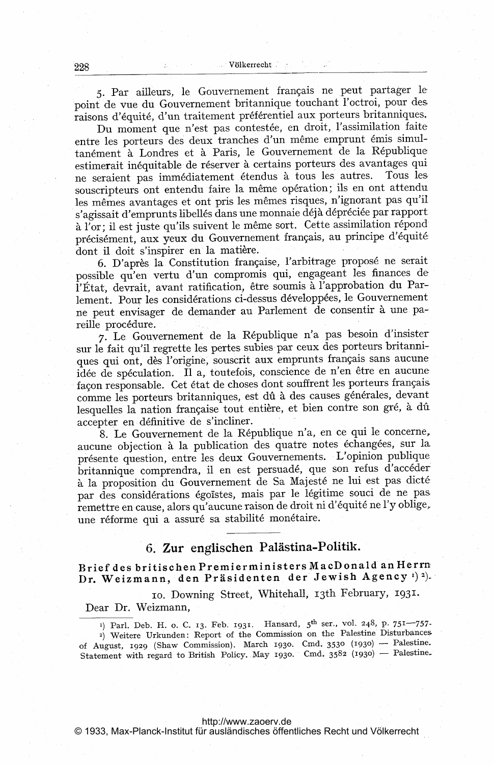5. Par ailleurs, le Gouvernement français ne peut partager le point de vue du Gouvernement britannique touchant l'octroi, pour des raisons d'équité, d'un traitement préférentiel aux porteurs britanniques.

Du moment que n'est pas contestée, en droit, l'assimilation faite entre les porteurs des deux tranches d'un même emprunt émis simultanément à Londres et à Paris, le Gouvernement de la République estimerait inéquitable de réserver à certains porteurs des avantages qui ne seraient pas immédiatement étendus à tous les autres. Tous les souscripteurs ont entendu faire la même opération; ils en ont attendu les mêmes avantages et ont pris les mêmes risques, n'ignorant pas qu'il s'agissait d'emprunts libellés dans une monnaie déjà dépréciée par rapport à l'or; il est juste qu'ils suivent le même sort. Cette assimilation répond précisément, aux yeux du Gouvernement français, au principe d'équité dont il doit s'inspirer en la matière.

6. D'après la Constitution française, l'arbitrage proposé ne serait possible qu'en vertu d'un compromis qui, engageant les finances de l'État, devrait, avant ratification, être soumis à l'approbation du Parlement. Pour les considérations ci-dessus développées, le Gouvernement ne peut envisager de demander au Parlement de consentir à une pareille procédure.

7. Le Gouvernement de la République n'a pas besoin d'insister sur le fait qu'il regrette les pertes subies par ceux des porteurs britanniques qui ont, dès l'origine, souscrit aux emprunts français sans aucune idée de spéculation. Il a, toutefois, conscience de n'en être en aucune façon responsable. Cet état de choses dont souffrent les porteurs français comme les porteurs britanniques, est dû à des causes générales, devant lesquelles la nation française tout entière, et bien contre son gré, a dû accepter en définitive de s'incliner.

8. Le Gouvernement de la République n'a, en ce qui le concerne, aucune objection à la publication des quatre notes échangées, sur la présente question, entre les deux Gouvernements. L'opinion publique britannique comprendra, il en est persuadé, que son refus d'accéder à la proposition du Gouvernement de Sa Majesté ne lui est pas dicté par des considérations égoïstes, mais par le légitime souci de ne pas remettre en cause, alors qu'aucune raison de droit ni d'équité ne l'y oblige, une réforme qui a assuré sa stabilité monétaire.

## 6. Zur englischen Palästina-Politik.

**Brief des britischen Premierministers MacDonald an Herrn Dr. Weizmann, den Präsidenten der Jewish Agency [1] [2].**

10. Downing Street, Whitehall, 13th February, 1931.

Dear Dr. Weizmann,

---

[1] Parl. Deb. H. o. C. 13. Feb. 1931. Hansard, 5th ser., vol. 248, p. 751—757.

[2] Weitere Urkunden: Report of the Commission on the Palestine Disturbances of August, 1929 (Shaw Commission). March 1930. Cmd. 3530 (1930) — Palestine. Statement with regard to British Policy. May 1930. Cmd. 3582 (1930) — Palestine.